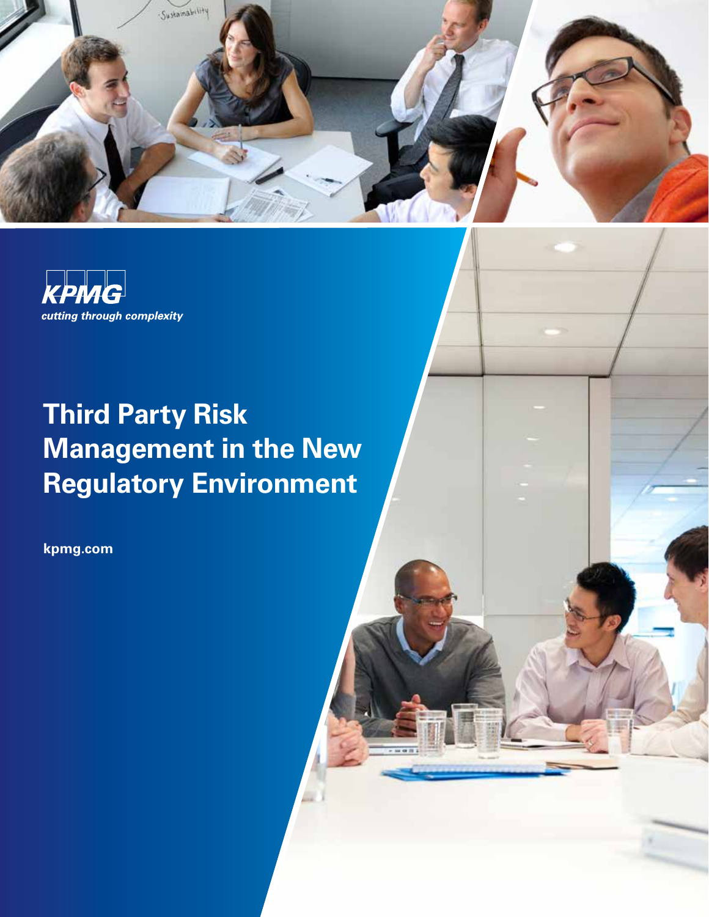KPMG

*cutting through complexity*

# Third Party Risk Management in the New Regulatory Environment

**kpmg.com**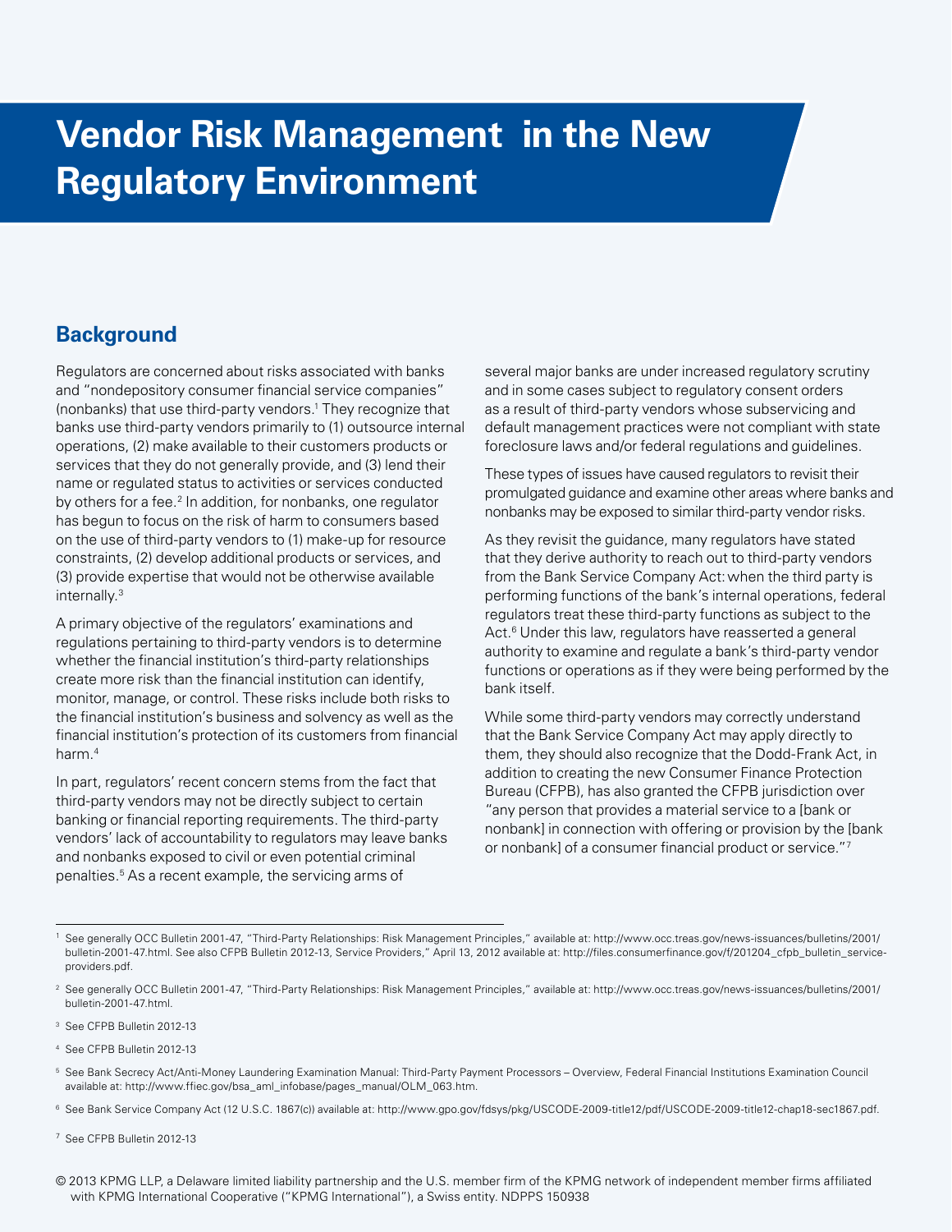# Vendor Risk Management in the New Regulatory Environment

## Background

Regulators are concerned about risks associated with banks and "nondepository consumer financial service companies" (nonbanks) that use third-party vendors.[1] They recognize that banks use third-party vendors primarily to (1) outsource internal operations, (2) make available to their customers products or services that they do not generally provide, and (3) lend their name or regulated status to activities or services conducted by others for a fee.[2] In addition, for nonbanks, one regulator has begun to focus on the risk of harm to consumers based on the use of third-party vendors to (1) make-up for resource constraints, (2) develop additional products or services, and (3) provide expertise that would not be otherwise available internally.[3]

A primary objective of the regulators' examinations and regulations pertaining to third-party vendors is to determine whether the financial institution's third-party relationships create more risk than the financial institution can identify, monitor, manage, or control. These risks include both risks to the financial institution's business and solvency as well as the financial institution's protection of its customers from financial harm.[4]

In part, regulators' recent concern stems from the fact that third-party vendors may not be directly subject to certain banking or financial reporting requirements. The third-party vendors' lack of accountability to regulators may leave banks and nonbanks exposed to civil or even potential criminal penalties.[5] As a recent example, the servicing arms of several major banks are under increased regulatory scrutiny and in some cases subject to regulatory consent orders as a result of third-party vendors whose subservicing and default management practices were not compliant with state foreclosure laws and/or federal regulations and guidelines.

These types of issues have caused regulators to revisit their promulgated guidance and examine other areas where banks and nonbanks may be exposed to similar third-party vendor risks.

As they revisit the guidance, many regulators have stated that they derive authority to reach out to third-party vendors from the Bank Service Company Act: when the third party is performing functions of the bank's internal operations, federal regulators treat these third-party functions as subject to the Act.[6] Under this law, regulators have reasserted a general authority to examine and regulate a bank's third-party vendor functions or operations as if they were being performed by the bank itself.

While some third-party vendors may correctly understand that the Bank Service Company Act may apply directly to them, they should also recognize that the Dodd-Frank Act, in addition to creating the new Consumer Finance Protection Bureau (CFPB), has also granted the CFPB jurisdiction over "any person that provides a material service to a [bank or nonbank] in connection with offering or provision by the [bank or nonbank] of a consumer financial product or service."[7]

---

[1] See generally OCC Bulletin 2001-47, "Third-Party Relationships: Risk Management Principles," available at: http://www.occ.treas.gov/news-issuances/bulletins/2001/bulletin-2001-47.html. See also CFPB Bulletin 2012-13, Service Providers," April 13, 2012 available at: http://files.consumerfinance.gov/f/201204_cfpb_bulletin_service-providers.pdf.

[2] See generally OCC Bulletin 2001-47, "Third-Party Relationships: Risk Management Principles," available at: http://www.occ.treas.gov/news-issuances/bulletins/2001/bulletin-2001-47.html.

[3] See CFPB Bulletin 2012-13

[4] See CFPB Bulletin 2012-13

[5] See Bank Secrecy Act/Anti-Money Laundering Examination Manual: Third-Party Payment Processors – Overview, Federal Financial Institutions Examination Council available at: http://www.ffiec.gov/bsa_aml_infobase/pages_manual/OLM_063.htm.

[6] See Bank Service Company Act (12 U.S.C. 1867(c)) available at: http://www.gpo.gov/fdsys/pkg/USCODE-2009-title12/pdf/USCODE-2009-title12-chap18-sec1867.pdf.

[7] See CFPB Bulletin 2012-13

© 2013 KPMG LLP, a Delaware limited liability partnership and the U.S. member firm of the KPMG network of independent member firms affiliated with KPMG International Cooperative ("KPMG International"), a Swiss entity. NDPPS 150938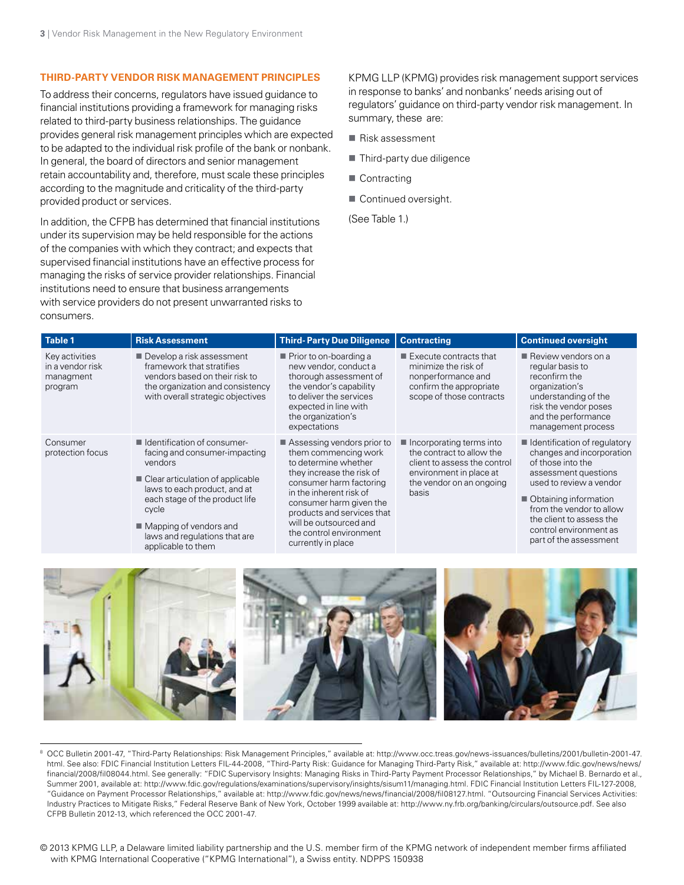## THIRD-PARTY VENDOR RISK MANAGEMENT PRINCIPLES

To address their concerns, regulators have issued guidance to financial institutions providing a framework for managing risks related to third-party business relationships. The guidance provides general risk management principles which are expected to be adapted to the individual risk profile of the bank or nonbank. In general, the board of directors and senior management retain accountability and, therefore, must scale these principles according to the magnitude and criticality of the third-party provided product or services.

In addition, the CFPB has determined that financial institutions under its supervision may be held responsible for the actions of the companies with which they contract; and expects that supervised financial institutions have an effective process for managing the risks of service provider relationships. Financial institutions need to ensure that business arrangements with service providers do not present unwarranted risks to consumers.

KPMG LLP (KPMG) provides risk management support services in response to banks' and nonbanks' needs arising out of regulators' guidance on third-party vendor risk management. In summary, these are:

- Risk assessment
- Third-party due diligence
- Contracting
- Continued oversight.

(See Table 1.)

| Table 1 | Risk Assessment | Third- Party Due Diligence | Contracting | Continued oversight |
|---|---|---|---|---|
| Key activities in a vendor risk managment program | ■ Develop a risk assessment framework that stratifies vendors based on their risk to the organization and consistency with overall strategic objectives | ■ Prior to on-boarding a new vendor, conduct a thorough assessment of the vendor's capability to deliver the services expected in line with the organization's expectations | ■ Execute contracts that minimize the risk of nonperformance and confirm the appropriate scope of those contracts | ■ Review vendors on a regular basis to reconfirm the organization's understanding of the risk the vendor poses and the performance management process |
| Consumer protection focus | ■ Identification of consumer-facing and consumer-impacting vendors<br>■ Clear articulation of applicable laws to each product, and at each stage of the product life cycle<br>■ Mapping of vendors and laws and regulations that are applicable to them | ■ Assessing vendors prior to them commencing work to determine whether they increase the risk of consumer harm factoring in the inherent risk of consumer harm given the products and services that will be outsourced and the control environment currently in place | ■ Incorporating terms into the contract to allow the client to assess the control environment in place at the vendor on an ongoing basis | ■ Identification of regulatory changes and incorporation of those into the assessment questions used to review a vendor<br>■ Obtaining information from the vendor to allow the client to assess the control environment as part of the assessment |

[8] OCC Bulletin 2001-47, "Third-Party Relationships: Risk Management Principles," available at: http://www.occ.treas.gov/news-issuances/bulletins/2001/bulletin-2001-47.html. See also: FDIC Financial Institution Letters FIL-44-2008, "Third-Party Risk: Guidance for Managing Third-Party Risk," available at: http://www.fdic.gov/news/news/financial/2008/fil08044.html. See generally: "FDIC Supervisory Insights: Managing Risks in Third-Party Payment Processor Relationships," by Michael B. Bernardo et al., Summer 2001, available at: http://www.fdic.gov/regulations/examinations/supervisory/insights/sisum11/managing.html. FDIC Financial Institution Letters FIL-127-2008, "Guidance on Payment Processor Relationships," available at: http://www.fdic.gov/news/news/financial/2008/fil08127.html. "Outsourcing Financial Services Activities: Industry Practices to Mitigate Risks," Federal Reserve Bank of New York, October 1999 available at: http://www.ny.frb.org/banking/circulars/outsource.pdf. See also CFPB Bulletin 2012-13, which referenced the OCC 2001-47.

© 2013 KPMG LLP, a Delaware limited liability partnership and the U.S. member firm of the KPMG network of independent member firms affiliated with KPMG International Cooperative ("KPMG International"), a Swiss entity. NDPPS 150938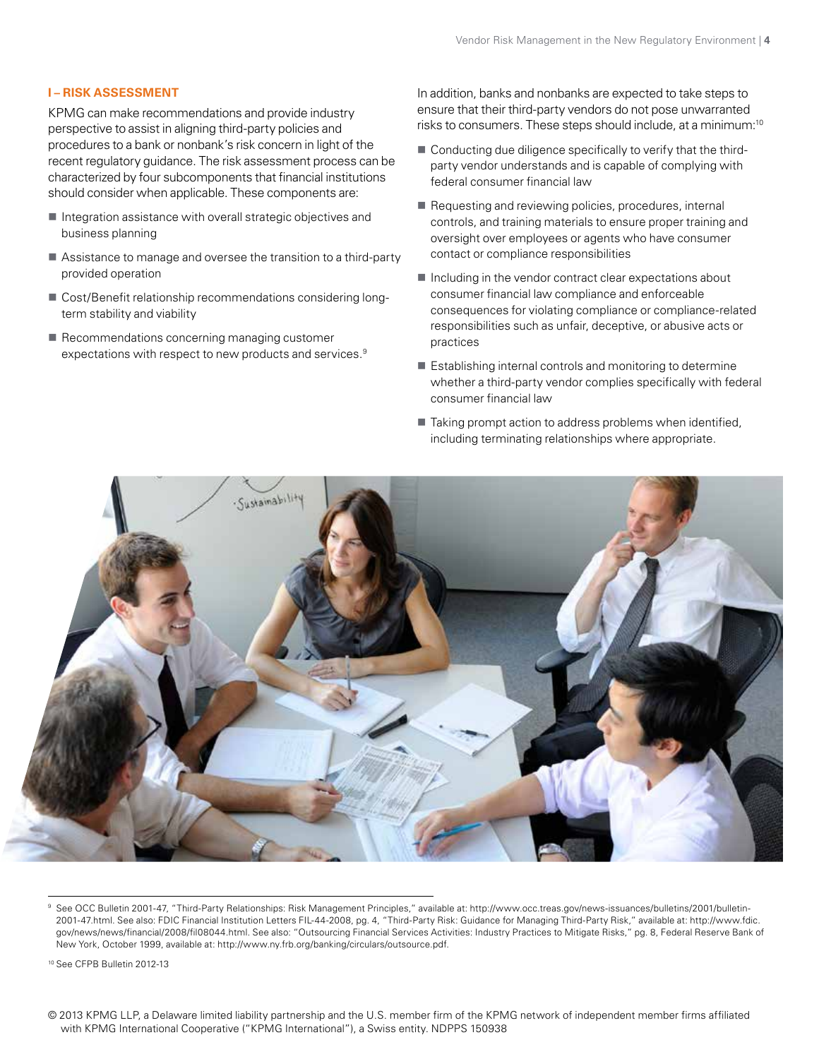### I – RISK ASSESSMENT

KPMG can make recommendations and provide industry perspective to assist in aligning third-party policies and procedures to a bank or nonbank's risk concern in light of the recent regulatory guidance. The risk assessment process can be characterized by four subcomponents that financial institutions should consider when applicable. These components are:

- Integration assistance with overall strategic objectives and business planning
- Assistance to manage and oversee the transition to a third-party provided operation
- Cost/Benefit relationship recommendations considering long-term stability and viability
- Recommendations concerning managing customer expectations with respect to new products and services.[9]

In addition, banks and nonbanks are expected to take steps to ensure that their third-party vendors do not pose unwarranted risks to consumers. These steps should include, at a minimum:[10]

- Conducting due diligence specifically to verify that the third-party vendor understands and is capable of complying with federal consumer financial law
- Requesting and reviewing policies, procedures, internal controls, and training materials to ensure proper training and oversight over employees or agents who have consumer contact or compliance responsibilities
- Including in the vendor contract clear expectations about consumer financial law compliance and enforceable consequences for violating compliance or compliance-related responsibilities such as unfair, deceptive, or abusive acts or practices
- Establishing internal controls and monitoring to determine whether a third-party vendor complies specifically with federal consumer financial law
- Taking prompt action to address problems when identified, including terminating relationships where appropriate.

---

[9] See OCC Bulletin 2001-47, "Third-Party Relationships: Risk Management Principles," available at: http://www.occ.treas.gov/news-issuances/bulletins/2001/bulletin-2001-47.html. See also: FDIC Financial Institution Letters FIL-44-2008, pg. 4, "Third-Party Risk: Guidance for Managing Third-Party Risk," available at: http://www.fdic.gov/news/news/financial/2008/fil08044.html. See also: "Outsourcing Financial Services Activities: Industry Practices to Mitigate Risks," pg. 8, Federal Reserve Bank of New York, October 1999, available at: http://www.ny.frb.org/banking/circulars/outsource.pdf.

[10] See CFPB Bulletin 2012-13

© 2013 KPMG LLP, a Delaware limited liability partnership and the U.S. member firm of the KPMG network of independent member firms affiliated with KPMG International Cooperative ("KPMG International"), a Swiss entity. NDPPS 150938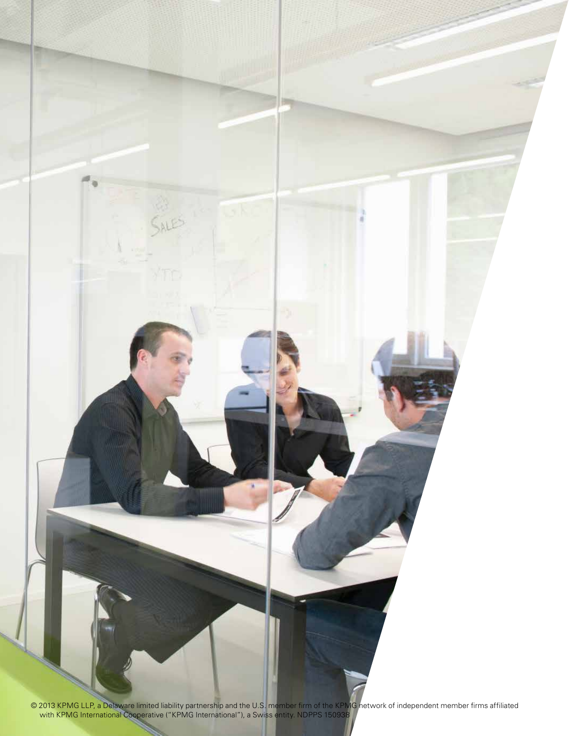© 2013 KPMG LLP, a Delaware limited liability partnership and the U.S. member firm of the KPMG network of independent member firms affiliated with KPMG International Cooperative ("KPMG International"), a Swiss entity. NDPPS 150938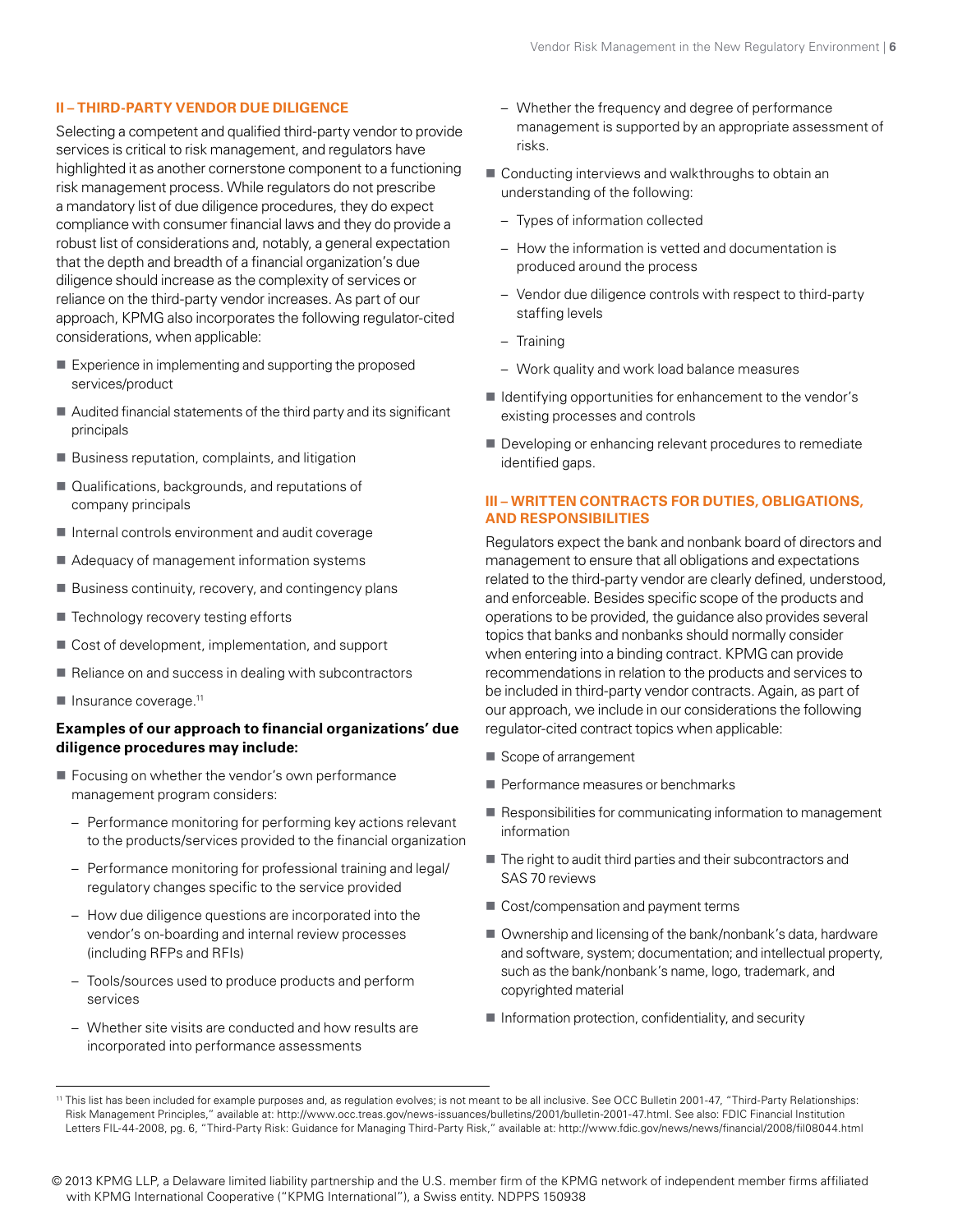## II – THIRD-PARTY VENDOR DUE DILIGENCE

Selecting a competent and qualified third-party vendor to provide services is critical to risk management, and regulators have highlighted it as another cornerstone component to a functioning risk management process. While regulators do not prescribe a mandatory list of due diligence procedures, they do expect compliance with consumer financial laws and they do provide a robust list of considerations and, notably, a general expectation that the depth and breadth of a financial organization's due diligence should increase as the complexity of services or reliance on the third-party vendor increases. As part of our approach, KPMG also incorporates the following regulator-cited considerations, when applicable:

- Experience in implementing and supporting the proposed services/product
- Audited financial statements of the third party and its significant principals
- Business reputation, complaints, and litigation
- Qualifications, backgrounds, and reputations of company principals
- Internal controls environment and audit coverage
- Adequacy of management information systems
- Business continuity, recovery, and contingency plans
- Technology recovery testing efforts
- Cost of development, implementation, and support
- Reliance on and success in dealing with subcontractors
- Insurance coverage.[11]

**Examples of our approach to financial organizations' due diligence procedures may include:**

- Focusing on whether the vendor's own performance management program considers:
  - Performance monitoring for performing key actions relevant to the products/services provided to the financial organization
  - Performance monitoring for professional training and legal/regulatory changes specific to the service provided
  - How due diligence questions are incorporated into the vendor's on-boarding and internal review processes (including RFPs and RFIs)
  - Tools/sources used to produce products and perform services
  - Whether site visits are conducted and how results are incorporated into performance assessments
  - Whether the frequency and degree of performance management is supported by an appropriate assessment of risks.
- Conducting interviews and walkthroughs to obtain an understanding of the following:
  - Types of information collected
  - How the information is vetted and documentation is produced around the process
  - Vendor due diligence controls with respect to third-party staffing levels
  - Training
  - Work quality and work load balance measures
- Identifying opportunities for enhancement to the vendor's existing processes and controls
- Developing or enhancing relevant procedures to remediate identified gaps.

## III – WRITTEN CONTRACTS FOR DUTIES, OBLIGATIONS, AND RESPONSIBILITIES

Regulators expect the bank and nonbank board of directors and management to ensure that all obligations and expectations related to the third-party vendor are clearly defined, understood, and enforceable. Besides specific scope of the products and operations to be provided, the guidance also provides several topics that banks and nonbanks should normally consider when entering into a binding contract. KPMG can provide recommendations in relation to the products and services to be included in third-party vendor contracts. Again, as part of our approach, we include in our considerations the following regulator-cited contract topics when applicable:

- Scope of arrangement
- Performance measures or benchmarks
- Responsibilities for communicating information to management information
- The right to audit third parties and their subcontractors and SAS 70 reviews
- Cost/compensation and payment terms
- Ownership and licensing of the bank/nonbank's data, hardware and software, system; documentation; and intellectual property, such as the bank/nonbank's name, logo, trademark, and copyrighted material
- Information protection, confidentiality, and security

[11] This list has been included for example purposes and, as regulation evolves; is not meant to be all inclusive. See OCC Bulletin 2001-47, "Third-Party Relationships: Risk Management Principles," available at: http://www.occ.treas.gov/news-issuances/bulletins/2001/bulletin-2001-47.html. See also: FDIC Financial Institution Letters FIL-44-2008, pg. 6, "Third-Party Risk: Guidance for Managing Third-Party Risk," available at: http://www.fdic.gov/news/news/financial/2008/fil08044.html

© 2013 KPMG LLP, a Delaware limited liability partnership and the U.S. member firm of the KPMG network of independent member firms affiliated with KPMG International Cooperative ("KPMG International"), a Swiss entity. NDPPS 150938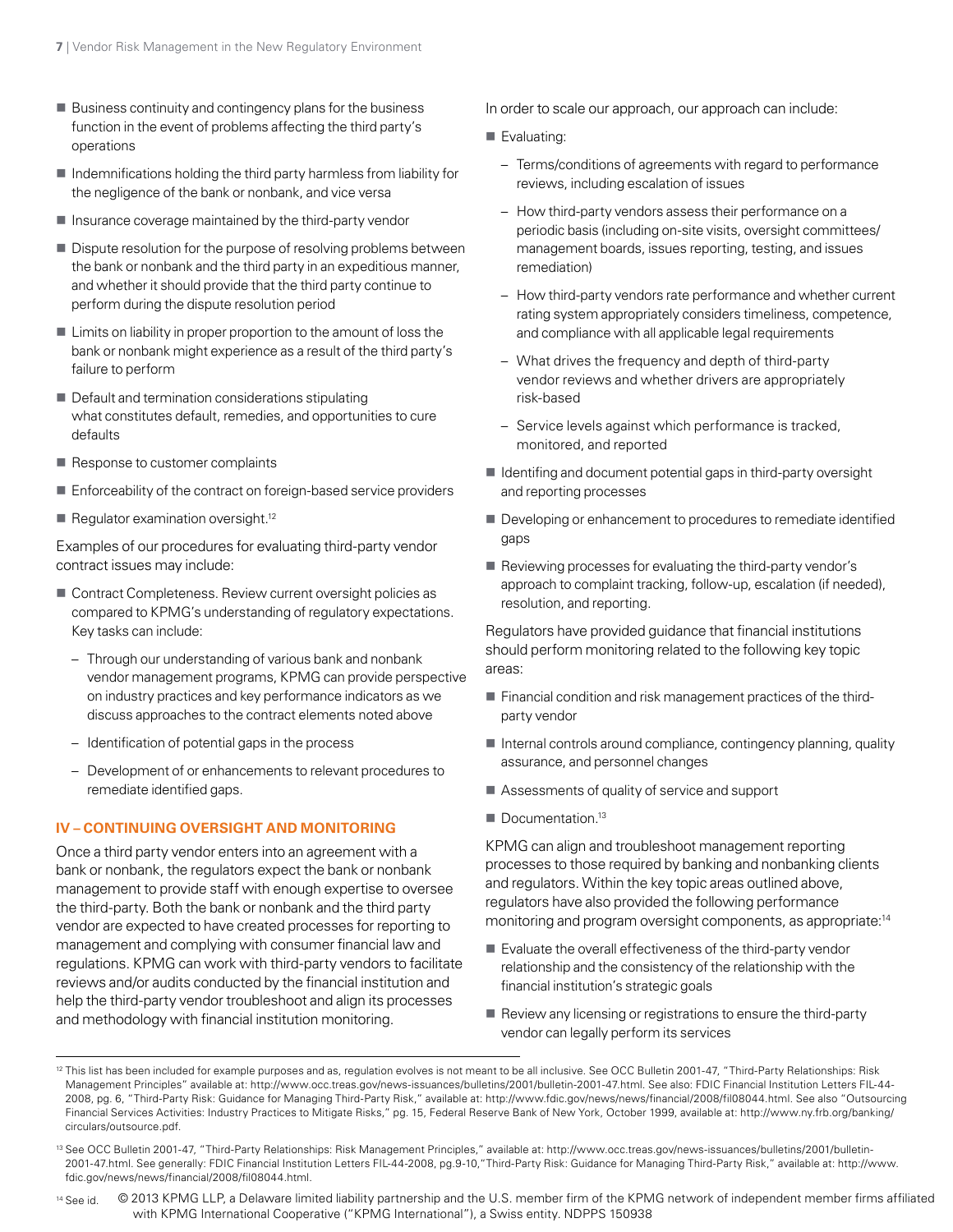- Business continuity and contingency plans for the business function in the event of problems affecting the third party's operations
- Indemnifications holding the third party harmless from liability for the negligence of the bank or nonbank, and vice versa
- Insurance coverage maintained by the third-party vendor
- Dispute resolution for the purpose of resolving problems between the bank or nonbank and the third party in an expeditious manner, and whether it should provide that the third party continue to perform during the dispute resolution period
- Limits on liability in proper proportion to the amount of loss the bank or nonbank might experience as a result of the third party's failure to perform
- Default and termination considerations stipulating what constitutes default, remedies, and opportunities to cure defaults
- Response to customer complaints
- Enforceability of the contract on foreign-based service providers
- Regulator examination oversight.[12]

Examples of our procedures for evaluating third-party vendor contract issues may include:

- Contract Completeness. Review current oversight policies as compared to KPMG's understanding of regulatory expectations. Key tasks can include:
  - Through our understanding of various bank and nonbank vendor management programs, KPMG can provide perspective on industry practices and key performance indicators as we discuss approaches to the contract elements noted above
  - Identification of potential gaps in the process
  - Development of or enhancements to relevant procedures to remediate identified gaps.

## IV – CONTINUING OVERSIGHT AND MONITORING

Once a third party vendor enters into an agreement with a bank or nonbank, the regulators expect the bank or nonbank management to provide staff with enough expertise to oversee the third-party. Both the bank or nonbank and the third party vendor are expected to have created processes for reporting to management and complying with consumer financial law and regulations. KPMG can work with third-party vendors to facilitate reviews and/or audits conducted by the financial institution and help the third-party vendor troubleshoot and align its processes and methodology with financial institution monitoring.

In order to scale our approach, our approach can include:

- Evaluating:
  - Terms/conditions of agreements with regard to performance reviews, including escalation of issues
  - How third-party vendors assess their performance on a periodic basis (including on-site visits, oversight committees/ management boards, issues reporting, testing, and issues remediation)
  - How third-party vendors rate performance and whether current rating system appropriately considers timeliness, competence, and compliance with all applicable legal requirements
  - What drives the frequency and depth of third-party vendor reviews and whether drivers are appropriately risk-based
  - Service levels against which performance is tracked, monitored, and reported
- Identifing and document potential gaps in third-party oversight and reporting processes
- Developing or enhancement to procedures to remediate identified gaps
- Reviewing processes for evaluating the third-party vendor's approach to complaint tracking, follow-up, escalation (if needed), resolution, and reporting.

Regulators have provided guidance that financial institutions should perform monitoring related to the following key topic areas:

- Financial condition and risk management practices of the third-party vendor
- Internal controls around compliance, contingency planning, quality assurance, and personnel changes
- Assessments of quality of service and support
- Documentation.[13]

KPMG can align and troubleshoot management reporting processes to those required by banking and nonbanking clients and regulators. Within the key topic areas outlined above, regulators have also provided the following performance monitoring and program oversight components, as appropriate:[14]

- Evaluate the overall effectiveness of the third-party vendor relationship and the consistency of the relationship with the financial institution's strategic goals
- Review any licensing or registrations to ensure the third-party vendor can legally perform its services

---

[12] This list has been included for example purposes and as, regulation evolves is not meant to be all inclusive. See OCC Bulletin 2001-47, "Third-Party Relationships: Risk Management Principles" available at: http://www.occ.treas.gov/news-issuances/bulletins/2001/bulletin-2001-47.html. See also: FDIC Financial Institution Letters FIL-44-2008, pg. 6, "Third-Party Risk: Guidance for Managing Third-Party Risk," available at: http://www.fdic.gov/news/news/financial/2008/fil08044.html. See also "Outsourcing Financial Services Activities: Industry Practices to Mitigate Risks," pg. 15, Federal Reserve Bank of New York, October 1999, available at: http://www.ny.frb.org/banking/circulars/outsource.pdf.

[13] See OCC Bulletin 2001-47, "Third-Party Relationships: Risk Management Principles," available at: http://www.occ.treas.gov/news-issuances/bulletins/2001/bulletin-2001-47.html. See generally: FDIC Financial Institution Letters FIL-44-2008, pg.9-10,"Third-Party Risk: Guidance for Managing Third-Party Risk," available at: http://www.fdic.gov/news/news/financial/2008/fil08044.html.

[14] See id.

© 2013 KPMG LLP, a Delaware limited liability partnership and the U.S. member firm of the KPMG network of independent member firms affiliated with KPMG International Cooperative ("KPMG International"), a Swiss entity. NDPPS 150938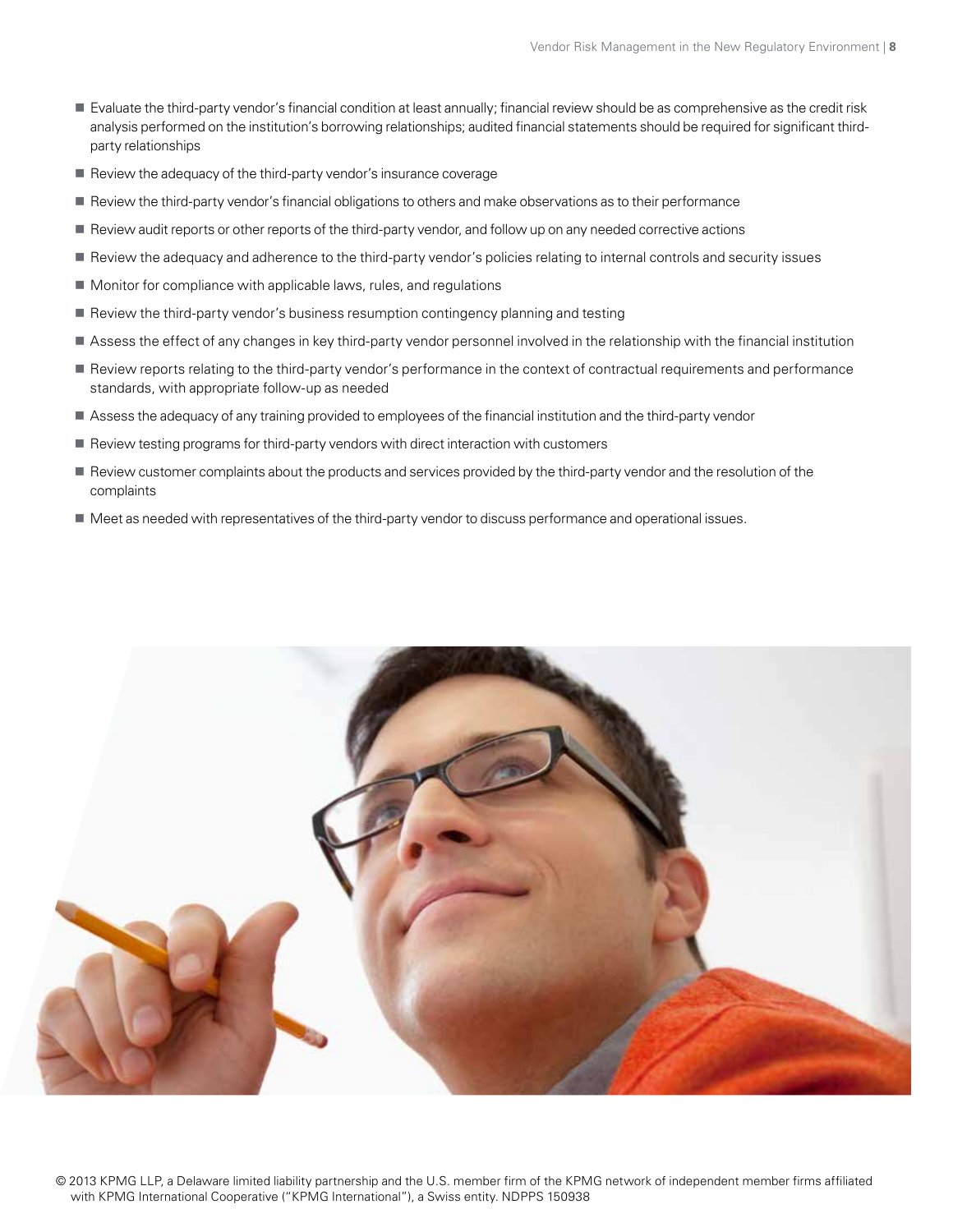- Evaluate the third-party vendor's financial condition at least annually; financial review should be as comprehensive as the credit risk analysis performed on the institution's borrowing relationships; audited financial statements should be required for significant third-party relationships
- Review the adequacy of the third-party vendor's insurance coverage
- Review the third-party vendor's financial obligations to others and make observations as to their performance
- Review audit reports or other reports of the third-party vendor, and follow up on any needed corrective actions
- Review the adequacy and adherence to the third-party vendor's policies relating to internal controls and security issues
- Monitor for compliance with applicable laws, rules, and regulations
- Review the third-party vendor's business resumption contingency planning and testing
- Assess the effect of any changes in key third-party vendor personnel involved in the relationship with the financial institution
- Review reports relating to the third-party vendor's performance in the context of contractual requirements and performance standards, with appropriate follow-up as needed
- Assess the adequacy of any training provided to employees of the financial institution and the third-party vendor
- Review testing programs for third-party vendors with direct interaction with customers
- Review customer complaints about the products and services provided by the third-party vendor and the resolution of the complaints
- Meet as needed with representatives of the third-party vendor to discuss performance and operational issues.

© 2013 KPMG LLP, a Delaware limited liability partnership and the U.S. member firm of the KPMG network of independent member firms affiliated with KPMG International Cooperative ("KPMG International"), a Swiss entity. NDPPS 150938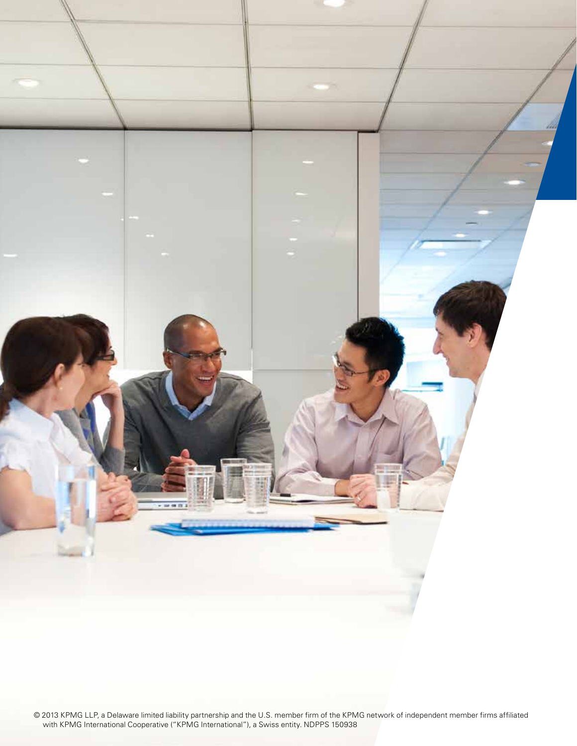© 2013 KPMG LLP, a Delaware limited liability partnership and the U.S. member firm of the KPMG network of independent member firms affiliated with KPMG International Cooperative ("KPMG International"), a Swiss entity. NDPPS 150938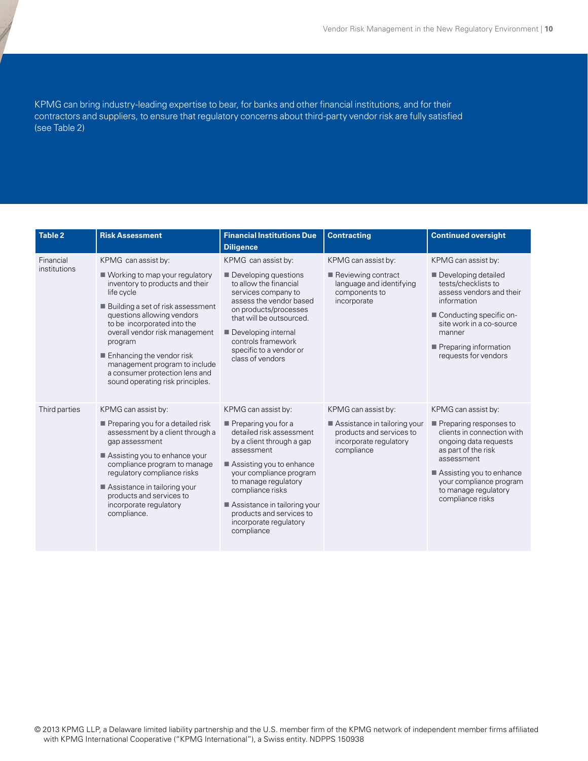KPMG can bring industry-leading expertise to bear, for banks and other financial institutions, and for their contractors and suppliers, to ensure that regulatory concerns about third-party vendor risk are fully satisfied (see Table 2)

| Table 2 | Risk Assessment | Financial Institutions Due Diligence | Contracting | Continued oversight |
|---|---|---|---|---|
| Financial institutions | KPMG can assist by:<br>■ Working to map your regulatory inventory to products and their life cycle<br>■ Building a set of risk assessment questions allowing vendors to be incorporated into the overall vendor risk management program<br>■ Enhancing the vendor risk management program to include a consumer protection lens and sound operating risk principles. | KPMG can assist by:<br>■ Developing questions to allow the financial services company to assess the vendor based on products/processes that will be outsourced.<br>■ Developing internal controls framework specific to a vendor or class of vendors | KPMG can assist by:<br>■ Reviewing contract language and identifying components to incorporate | KPMG can assist by:<br>■ Developing detailed tests/checklists to assess vendors and their information<br>■ Conducting specific on-site work in a co-source manner<br>■ Preparing information requests for vendors |
| Third parties | KPMG can assist by:<br>■ Preparing you for a detailed risk assessment by a client through a gap assessment<br>■ Assisting you to enhance your compliance program to manage regulatory compliance risks<br>■ Assistance in tailoring your products and services to incorporate regulatory compliance. | KPMG can assist by:<br>■ Preparing you for a detailed risk assessment by a client through a gap assessment<br>■ Assisting you to enhance your compliance program to manage regulatory compliance risks<br>■ Assistance in tailoring your products and services to incorporate regulatory compliance | KPMG can assist by:<br>■ Assistance in tailoring your products and services to incorporate regulatory compliance | KPMG can assist by:<br>■ Preparing responses to clients in connection with ongoing data requests as part of the risk assessment<br>■ Assisting you to enhance your compliance program to manage regulatory compliance risks |

© 2013 KPMG LLP, a Delaware limited liability partnership and the U.S. member firm of the KPMG network of independent member firms affiliated with KPMG International Cooperative ("KPMG International"), a Swiss entity. NDPPS 150938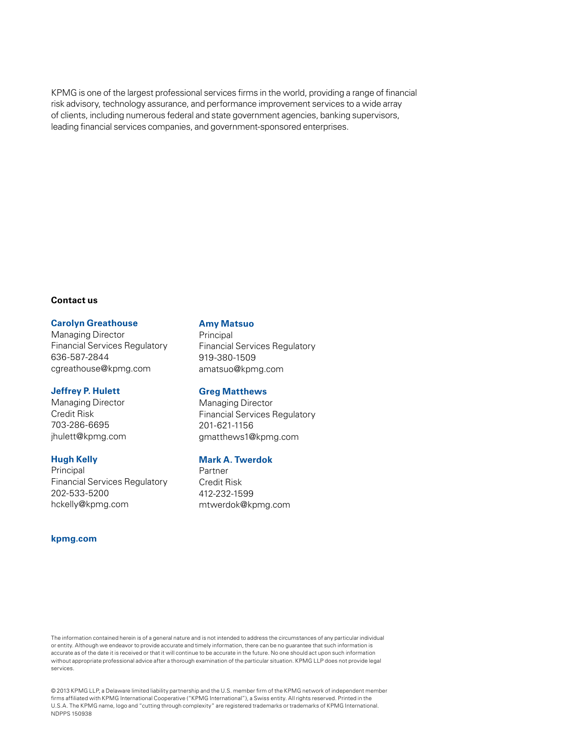KPMG is one of the largest professional services firms in the world, providing a range of financial risk advisory, technology assurance, and performance improvement services to a wide array of clients, including numerous federal and state government agencies, banking supervisors, leading financial services companies, and government-sponsored enterprises.

**Contact us**

**Carolyn Greathouse**
Managing Director
Financial Services Regulatory
636-587-2844
cgreathouse@kpmg.com

**Jeffrey P. Hulett**
Managing Director
Credit Risk
703-286-6695
jhulett@kpmg.com

**Hugh Kelly**
Principal
Financial Services Regulatory
202-533-5200
hckelly@kpmg.com

**Amy Matsuo**
Principal
Financial Services Regulatory
919-380-1509
amatsuo@kpmg.com

**Greg Matthews**
Managing Director
Financial Services Regulatory
201-621-1156
gmatthews1@kpmg.com

**Mark A. Twerdok**
Partner
Credit Risk
412-232-1599
mtwerdok@kpmg.com

**kpmg.com**

The information contained herein is of a general nature and is not intended to address the circumstances of any particular individual or entity. Although we endeavor to provide accurate and timely information, there can be no guarantee that such information is accurate as of the date it is received or that it will continue to be accurate in the future. No one should act upon such information without appropriate professional advice after a thorough examination of the particular situation. KPMG LLP does not provide legal services.

© 2013 KPMG LLP, a Delaware limited liability partnership and the U.S. member firm of the KPMG network of independent member firms affiliated with KPMG International Cooperative ("KPMG International"), a Swiss entity. All rights reserved. Printed in the U.S.A. The KPMG name, logo and "cutting through complexity" are registered trademarks or trademarks of KPMG International. NDPPS 150938